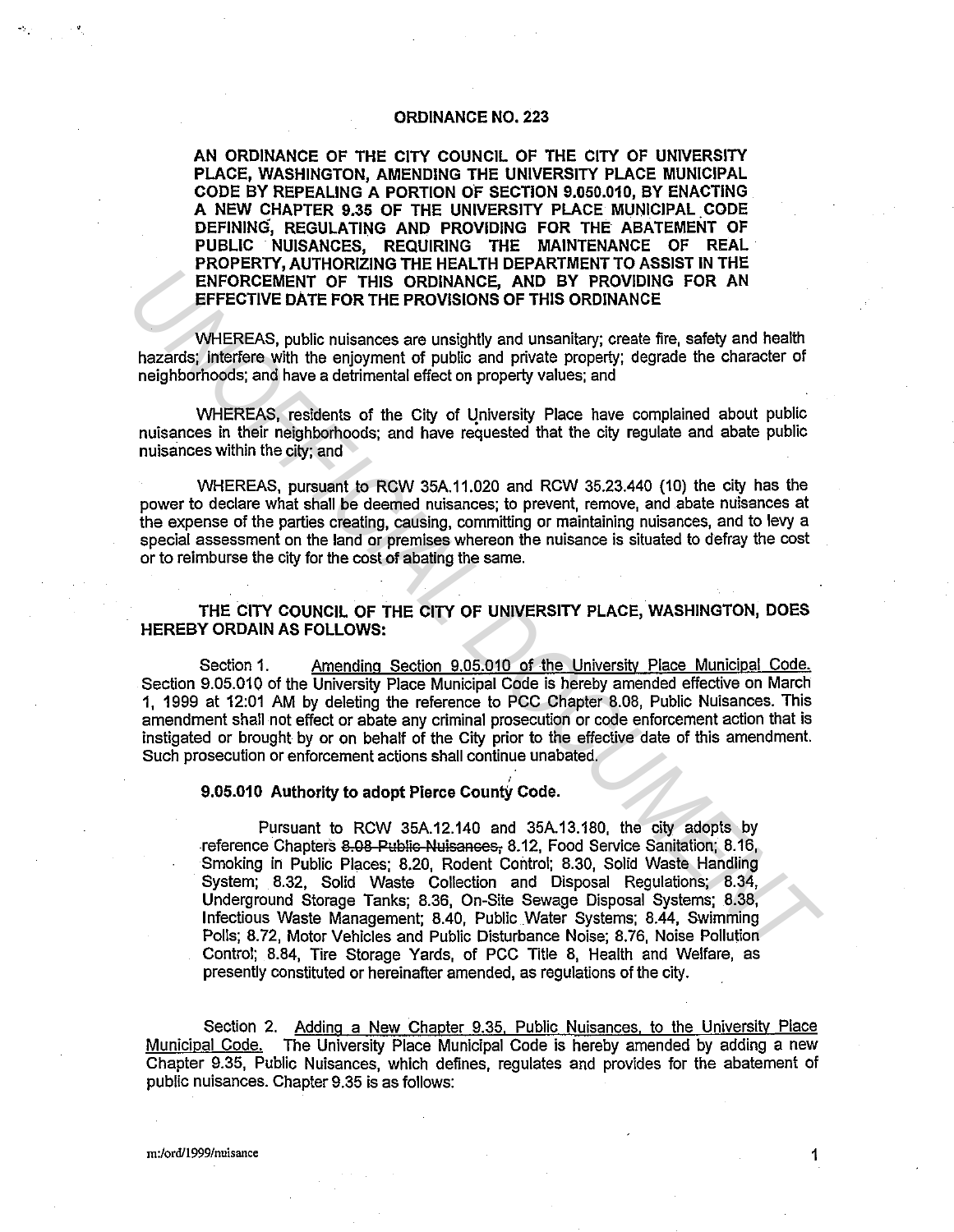# ORDINANCE NO. 223

**AN ORDINANCE OF THE CITY COUNCIL OF THE CITY OF UNIVERSITY PLACE, WASHINGTON, AMENDING THE UNIVERSITY PLACE MUNICIPAL CODE BY REPEALING A PORTION OF SECTION 9.050.010, BY ENACTING A NEW CHAPTER 9.35 OF THE UNIVERSITY PLACE MUNICIPAL CODE DEFINING, REGULATING AND PROVIDING FOR THE ABATEMENT OF PUBLIC NUISANCES, REQUIRING THE MAINTENANCE OF REAL PROPERTY, AUTHORIZING THE HEALTH DEPARTMENT TO ASSIST IN THE ENFORCEMENT OF THIS ORDINANCE, AND BY PROVIDING FOR AN EFFECTIVE DATE FOR THE PROVISIONS OF THIS ORDINANCE**

WHEREAS, public nuisances are unsightly and unsanitary; create fire, safety and health hazards; interfere with the enjoyment of public and private property; degrade the character of neighborhoods; and have a detrimental effect on property values; and

WHEREAS, residents of the City of University Place have complained about public nuisances in their neighborhoods; and have requested that the city regulate and abate public nuisances within the city; and

WHEREAS, pursuant to RCW 35A.11.020 and RCW 35.23.440 (10) the city has the power to declare what shall be deemed nuisances; to prevent, remove, and abate nuisances at the expense of the parties creating, causing, committing or maintaining nuisances, and to levy a special assessment on the land or premises whereon the nuisance is situated to defray the cost or to reimburse the city for the cost of abating the same.

**THE CITY COUNCIL OF THE CITY OF UNIVERSITY PLACE, WASHINGTON, DOES HEREBY ORDAIN AS FOLLOWS:**

Section 1. Amending Section 9.05.010 of the University Place Municipal Code. Section 9.05.010 of the University Place Municipal Code is hereby amended effective on March 1, 1999 at 12:01 AM by deleting the reference to PCC Chapter 8.08, Public Nuisances. This amendment shall not effect or abate any criminal prosecution or code enforcement action that is instigated or brought by or on behalf of the City prior to the effective date of this amendment. Such prosecution or enforcement actions shall continue unabated.

**9.05.010 Authority to adopt Pierce County Code.**

Pursuant to RCW 35A.12.140 and 35A.13.180, the city adopts by reference Chapters ~~8.08 Public Nuisances,~~ 8.12, Food Service Sanitation; 8.16, Smoking in Public Places; 8.20, Rodent Control; 8.30, Solid Waste Handling System; 8.32, Solid Waste Collection and Disposal Regulations; 8.34, Underground Storage Tanks; 8.36, On-Site Sewage Disposal Systems; 8.38, Infectious Waste Management; 8.40, Public Water Systems; 8.44, Swimming Polls; 8.72, Motor Vehicles and Public Disturbance Noise; 8.76, Noise Pollution Control; 8.84, Tire Storage Yards, of PCC Title 8, Health and Welfare, as presently constituted or hereinafter amended, as regulations of the city.

Section 2. Adding a New Chapter 9.35, Public Nuisances, to the University Place Municipal Code. The University Place Municipal Code is hereby amended by adding a new Chapter 9.35, Public Nuisances, which defines, regulates and provides for the abatement of public nuisances. Chapter 9.35 is as follows:

m:/ord/1999/nuisance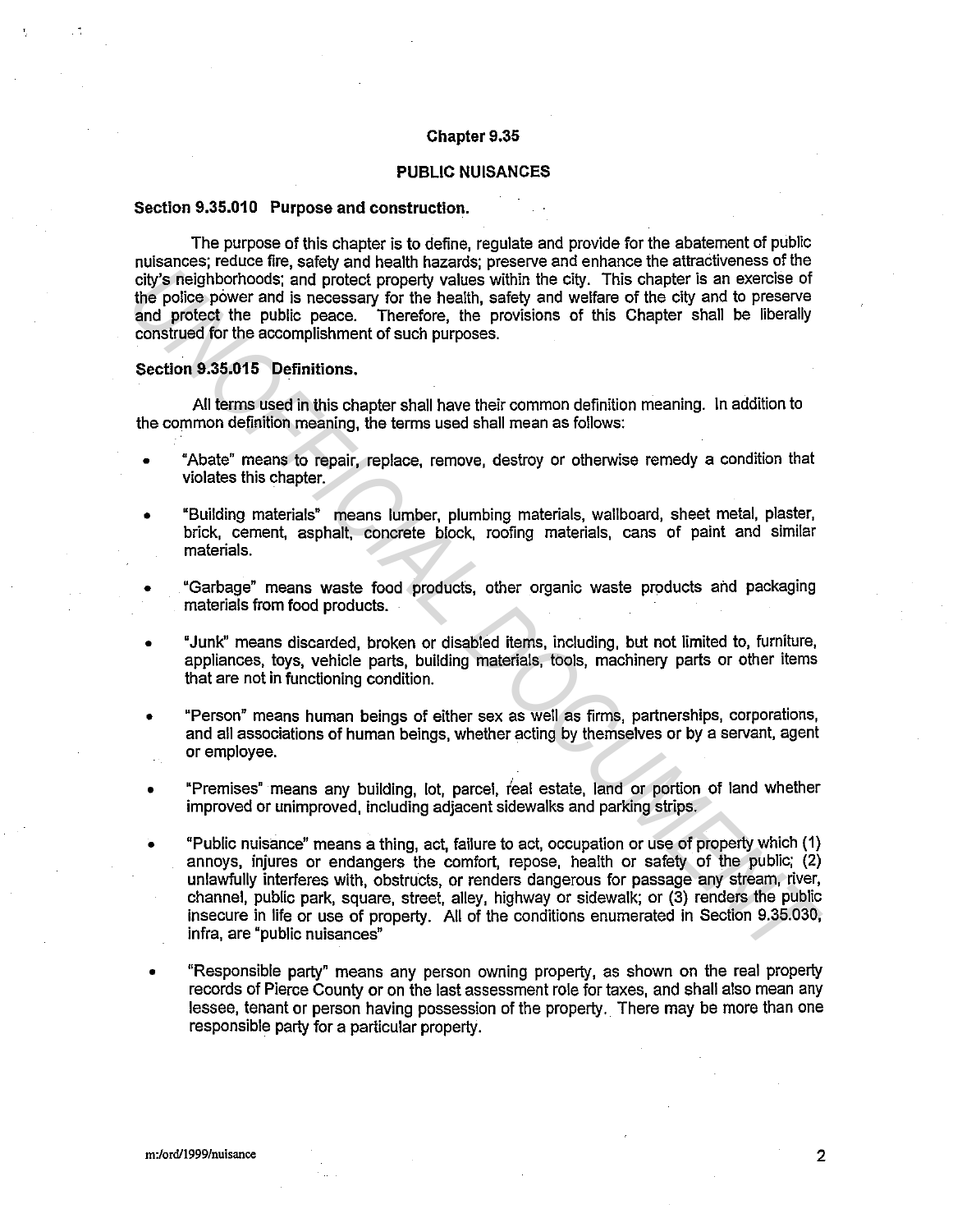## Chapter 9.35

## PUBLIC NUISANCES

### Section 9.35.010 Purpose and construction.

The purpose of this chapter is to define, regulate and provide for the abatement of public nuisances; reduce fire, safety and health hazards; preserve and enhance the attractiveness of the city's neighborhoods; and protect property values within the city. This chapter is an exercise of the police power and is necessary for the health, safety and welfare of the city and to preserve and protect the public peace. Therefore, the provisions of this Chapter shall be liberally construed for the accomplishment of such purposes.

### Section 9.35.015 Definitions.

All terms used in this chapter shall have their common definition meaning. In addition to the common definition meaning, the terms used shall mean as follows:

- "Abate" means to repair, replace, remove, destroy or otherwise remedy a condition that violates this chapter.
- "Building materials" means lumber, plumbing materials, wallboard, sheet metal, plaster, brick, cement, asphalt, concrete block, roofing materials, cans of paint and similar materials.
- "Garbage" means waste food products, other organic waste products and packaging materials from food products.
- "Junk" means discarded, broken or disabled items, including, but not limited to, furniture, appliances, toys, vehicle parts, building materials, tools, machinery parts or other items that are not in functioning condition.
- "Person" means human beings of either sex as well as firms, partnerships, corporations, and all associations of human beings, whether acting by themselves or by a servant, agent or employee.
- "Premises" means any building, lot, parcel, real estate, land or portion of land whether improved or unimproved, including adjacent sidewalks and parking strips.
- "Public nuisance" means a thing, act, failure to act, occupation or use of property which (1) annoys, injures or endangers the comfort, repose, health or safety of the public; (2) unlawfully interferes with, obstructs, or renders dangerous for passage any stream, river, channel, public park, square, street, alley, highway or sidewalk; or (3) renders the public insecure in life or use of property. All of the conditions enumerated in Section 9.35.030, infra, are "public nuisances"
- "Responsible party" means any person owning property, as shown on the real property records of Pierce County or on the last assessment role for taxes, and shall also mean any lessee, tenant or person having possession of the property. There may be more than one responsible party for a particular property.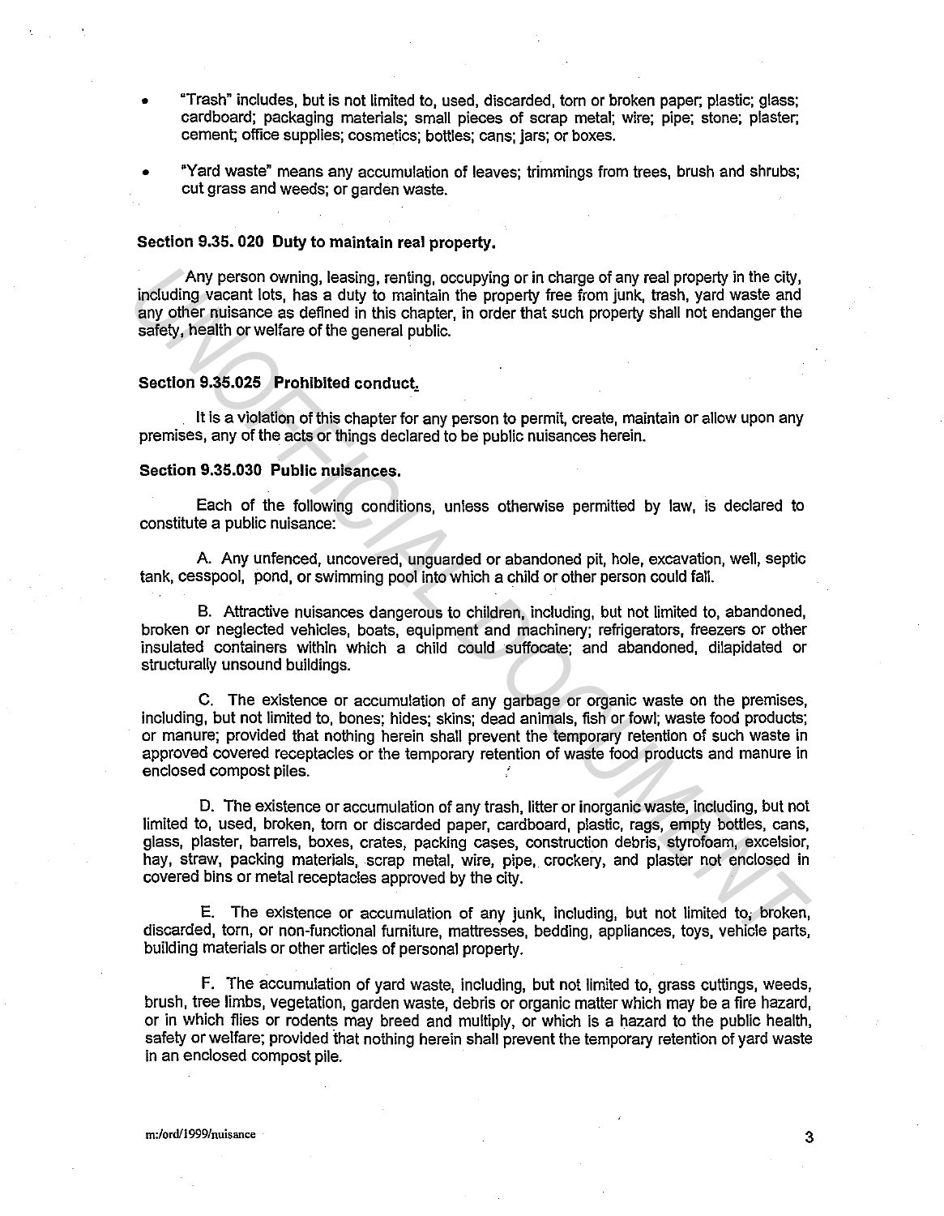- "Trash" includes, but is not limited to, used, discarded, torn or broken paper; plastic; glass; cardboard; packaging materials; small pieces of scrap metal; wire; pipe; stone; plaster; cement; office supplies; cosmetics; bottles; cans; jars; or boxes.

- "Yard waste" means any accumulation of leaves; trimmings from trees, brush and shrubs; cut grass and weeds; or garden waste.

**Section 9.35. 020 Duty to maintain real property.**

Any person owning, leasing, renting, occupying or in charge of any real property in the city, including vacant lots, has a duty to maintain the property free from junk, trash, yard waste and any other nuisance as defined in this chapter, in order that such property shall not endanger the safety, health or welfare of the general public.

**Section 9.35.025 Prohibited conduct.**

It is a violation of this chapter for any person to permit, create, maintain or allow upon any premises, any of the acts or things declared to be public nuisances herein.

**Section 9.35.030 Public nuisances.**

Each of the following conditions, unless otherwise permitted by law, is declared to constitute a public nuisance:

A. Any unfenced, uncovered, unguarded or abandoned pit, hole, excavation, well, septic tank, cesspool, pond, or swimming pool into which a child or other person could fall.

B. Attractive nuisances dangerous to children, including, but not limited to, abandoned, broken or neglected vehicles, boats, equipment and machinery; refrigerators, freezers or other insulated containers within which a child could suffocate; and abandoned, dilapidated or structurally unsound buildings.

C. The existence or accumulation of any garbage or organic waste on the premises, including, but not limited to, bones; hides; skins; dead animals, fish or fowl; waste food products; or manure; provided that nothing herein shall prevent the temporary retention of such waste in approved covered receptacles or the temporary retention of waste food products and manure in enclosed compost piles.

D. The existence or accumulation of any trash, litter or inorganic waste, including, but not limited to, used, broken, torn or discarded paper, cardboard, plastic, rags, empty bottles, cans, glass, plaster, barrels, boxes, crates, packing cases, construction debris, styrofoam, excelsior, hay, straw, packing materials, scrap metal, wire, pipe, crockery, and plaster not enclosed in covered bins or metal receptacles approved by the city.

E. The existence or accumulation of any junk, including, but not limited to, broken, discarded, torn, or non-functional furniture, mattresses, bedding, appliances, toys, vehicle parts, building materials or other articles of personal property.

F. The accumulation of yard waste, including, but not limited to, grass cuttings, weeds, brush, tree limbs, vegetation, garden waste, debris or organic matter which may be a fire hazard, or in which flies or rodents may breed and multiply, or which is a hazard to the public health, safety or welfare; provided that nothing herein shall prevent the temporary retention of yard waste in an enclosed compost pile.

m:/ord/1999/nuisance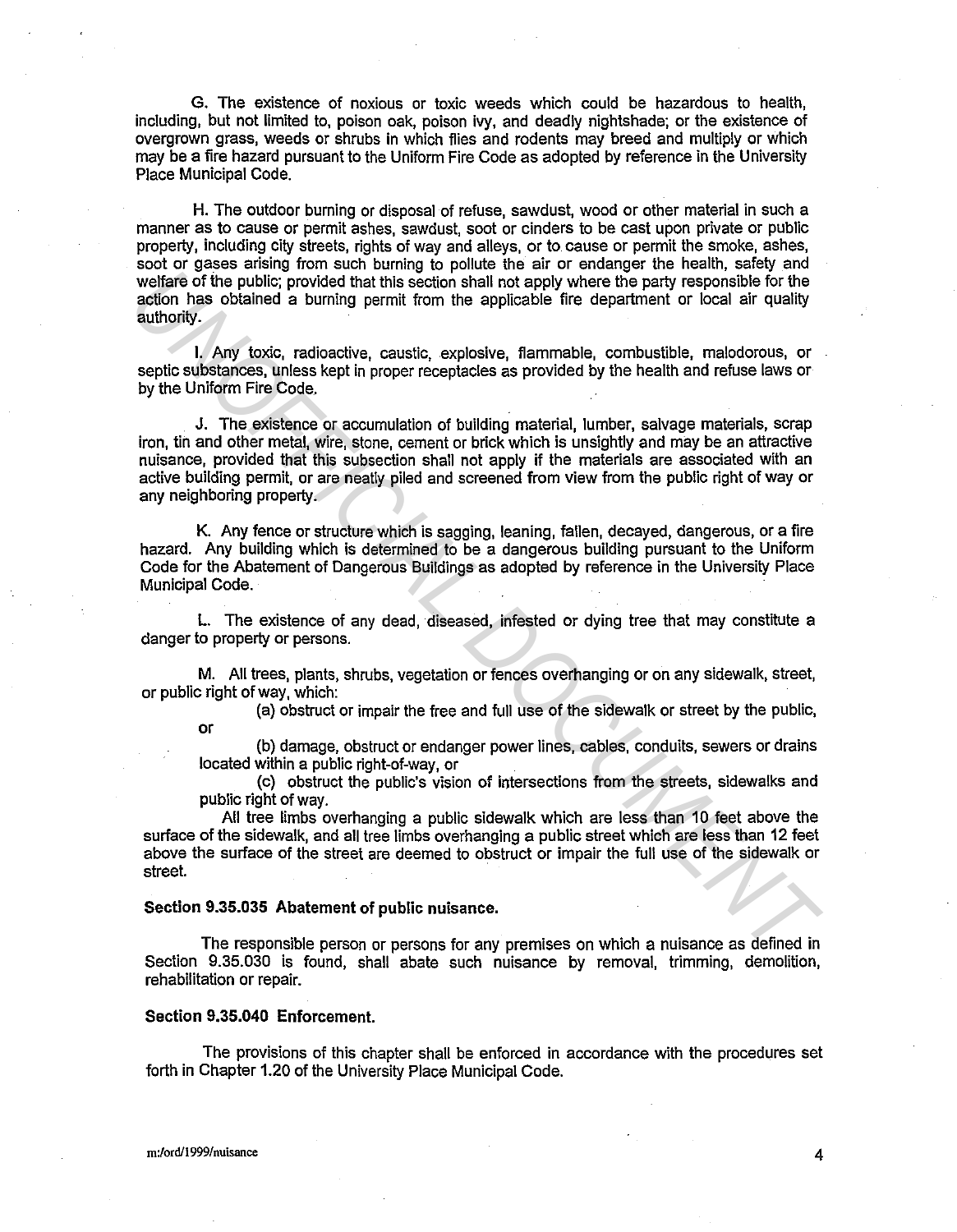G. The existence of noxious or toxic weeds which could be hazardous to health, including, but not limited to, poison oak, poison ivy, and deadly nightshade; or the existence of overgrown grass, weeds or shrubs in which flies and rodents may breed and multiply or which may be a fire hazard pursuant to the Uniform Fire Code as adopted by reference in the University Place Municipal Code.

H. The outdoor burning or disposal of refuse, sawdust, wood or other material in such a manner as to cause or permit ashes, sawdust, soot or cinders to be cast upon private or public property, including city streets, rights of way and alleys, or to cause or permit the smoke, ashes, soot or gases arising from such burning to pollute the air or endanger the health, safety and welfare of the public; provided that this section shall not apply where the party responsible for the action has obtained a burning permit from the applicable fire department or local air quality authority.

I. Any toxic, radioactive, caustic, explosive, flammable, combustible, malodorous, or septic substances, unless kept in proper receptacles as provided by the health and refuse laws or by the Uniform Fire Code.

J. The existence or accumulation of building material, lumber, salvage materials, scrap iron, tin and other metal, wire, stone, cement or brick which is unsightly and may be an attractive nuisance, provided that this subsection shall not apply if the materials are associated with an active building permit, or are neatly piled and screened from view from the public right of way or any neighboring property.

K. Any fence or structure which is sagging, leaning, fallen, decayed, dangerous, or a fire hazard. Any building which is determined to be a dangerous building pursuant to the Uniform Code for the Abatement of Dangerous Buildings as adopted by reference in the University Place Municipal Code.

L. The existence of any dead, diseased, infested or dying tree that may constitute a danger to property or persons.

M. All trees, plants, shrubs, vegetation or fences overhanging or on any sidewalk, street, or public right of way, which:

(a) obstruct or impair the free and full use of the sidewalk or street by the public, or

(b) damage, obstruct or endanger power lines, cables, conduits, sewers or drains located within a public right-of-way, or

(c) obstruct the public's vision of intersections from the streets, sidewalks and public right of way.

All tree limbs overhanging a public sidewalk which are less than 10 feet above the surface of the sidewalk, and all tree limbs overhanging a public street which are less than 12 feet above the surface of the street are deemed to obstruct or impair the full use of the sidewalk or street.

**Section 9.35.035 Abatement of public nuisance.**

The responsible person or persons for any premises on which a nuisance as defined in Section 9.35.030 is found, shall abate such nuisance by removal, trimming, demolition, rehabilitation or repair.

**Section 9.35.040 Enforcement.**

The provisions of this chapter shall be enforced in accordance with the procedures set forth in Chapter 1.20 of the University Place Municipal Code.

m:/ord/1999/nuisance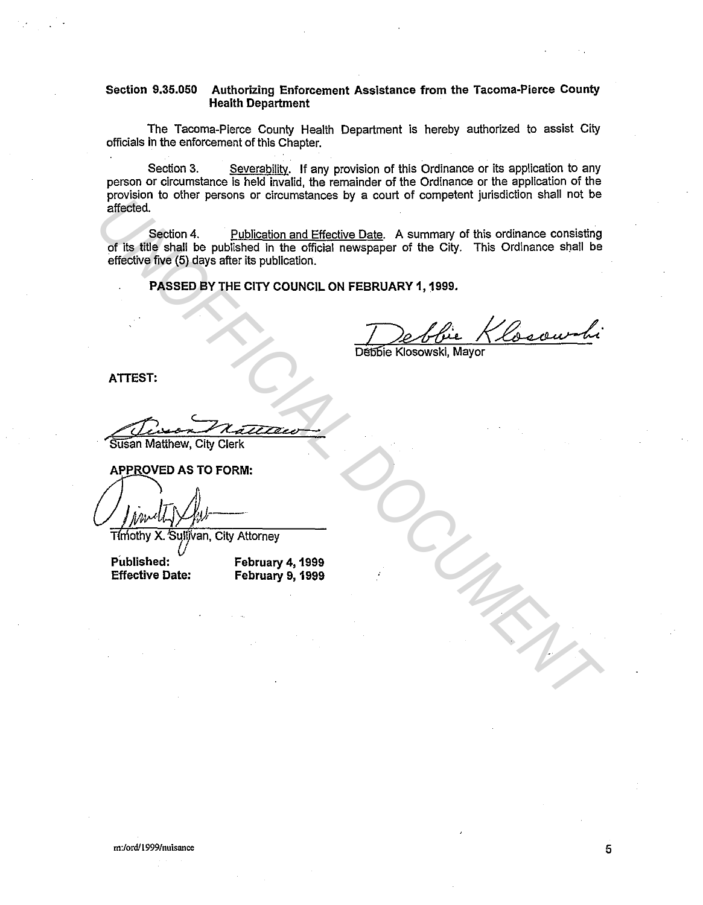**Section 9.35.050 Authorizing Enforcement Assistance from the Tacoma-Pierce County Health Department**

The Tacoma-Pierce County Health Department is hereby authorized to assist City officials in the enforcement of this Chapter.

Section 3. Severability. If any provision of this Ordinance or its application to any person or circumstance is held invalid, the remainder of the Ordinance or the application of the provision to other persons or circumstances by a court of competent jurisdiction shall not be affected.

Section 4. Publication and Effective Date. A summary of this ordinance consisting of its title shall be published in the official newspaper of the City. This Ordinance shall be effective five (5) days after its publication.

**PASSED BY THE CITY COUNCIL ON FEBRUARY 1, 1999.**

Debbie Klosowski, Mayor

**ATTEST:**

Susan Matthew, City Clerk

**APPROVED AS TO FORM:**

Timothy X. Sullivan, City Attorney

**Published:** **February 4, 1999**
**Effective Date:** **February 9, 1999**

m:/ord/1999/nuisance